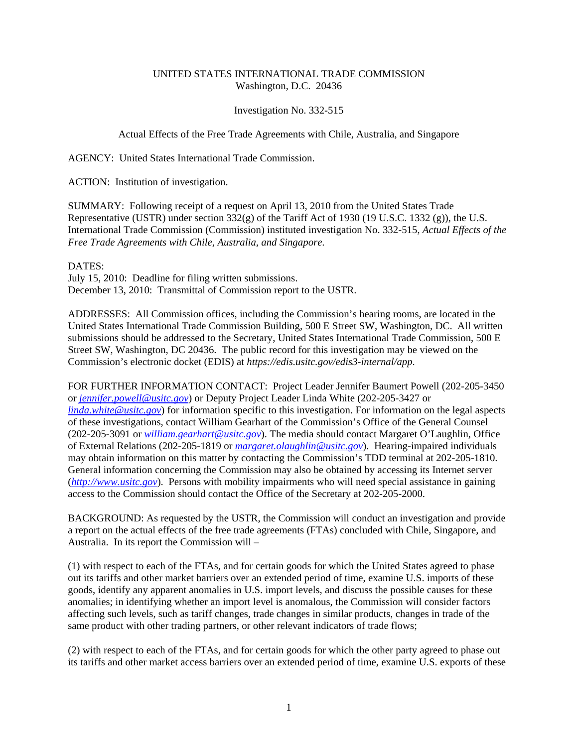UNITED STATES INTERNATIONAL TRADE COMMISSION
Washington, D.C. 20436

Investigation No. 332-515

Actual Effects of the Free Trade Agreements with Chile, Australia, and Singapore

AGENCY: United States International Trade Commission.

ACTION: Institution of investigation.

SUMMARY: Following receipt of a request on April 13, 2010 from the United States Trade Representative (USTR) under section 332(g) of the Tariff Act of 1930 (19 U.S.C. 1332 (g)), the U.S. International Trade Commission (Commission) instituted investigation No. 332-515, *Actual Effects of the Free Trade Agreements with Chile, Australia, and Singapore*.

DATES:
July 15, 2010: Deadline for filing written submissions.
December 13, 2010: Transmittal of Commission report to the USTR.

ADDRESSES: All Commission offices, including the Commission's hearing rooms, are located in the United States International Trade Commission Building, 500 E Street SW, Washington, DC. All written submissions should be addressed to the Secretary, United States International Trade Commission, 500 E Street SW, Washington, DC 20436. The public record for this investigation may be viewed on the Commission's electronic docket (EDIS) at *https://edis.usitc.gov/edis3-internal/app*.

FOR FURTHER INFORMATION CONTACT: Project Leader Jennifer Baumert Powell (202-205-3450 or *jennifer.powell@usitc.gov*) or Deputy Project Leader Linda White (202-205-3427 or *linda.white@usitc.gov*) for information specific to this investigation. For information on the legal aspects of these investigations, contact William Gearhart of the Commission's Office of the General Counsel (202-205-3091 or *william.gearhart@usitc.gov*). The media should contact Margaret O'Laughlin, Office of External Relations (202-205-1819 or *margaret.olaughlin@usitc.gov*). Hearing-impaired individuals may obtain information on this matter by contacting the Commission's TDD terminal at 202-205-1810. General information concerning the Commission may also be obtained by accessing its Internet server (*http://www.usitc.gov*). Persons with mobility impairments who will need special assistance in gaining access to the Commission should contact the Office of the Secretary at 202-205-2000.

BACKGROUND: As requested by the USTR, the Commission will conduct an investigation and provide a report on the actual effects of the free trade agreements (FTAs) concluded with Chile, Singapore, and Australia. In its report the Commission will –

(1) with respect to each of the FTAs, and for certain goods for which the United States agreed to phase out its tariffs and other market barriers over an extended period of time, examine U.S. imports of these goods, identify any apparent anomalies in U.S. import levels, and discuss the possible causes for these anomalies; in identifying whether an import level is anomalous, the Commission will consider factors affecting such levels, such as tariff changes, trade changes in similar products, changes in trade of the same product with other trading partners, or other relevant indicators of trade flows;

(2) with respect to each of the FTAs, and for certain goods for which the other party agreed to phase out its tariffs and other market access barriers over an extended period of time, examine U.S. exports of these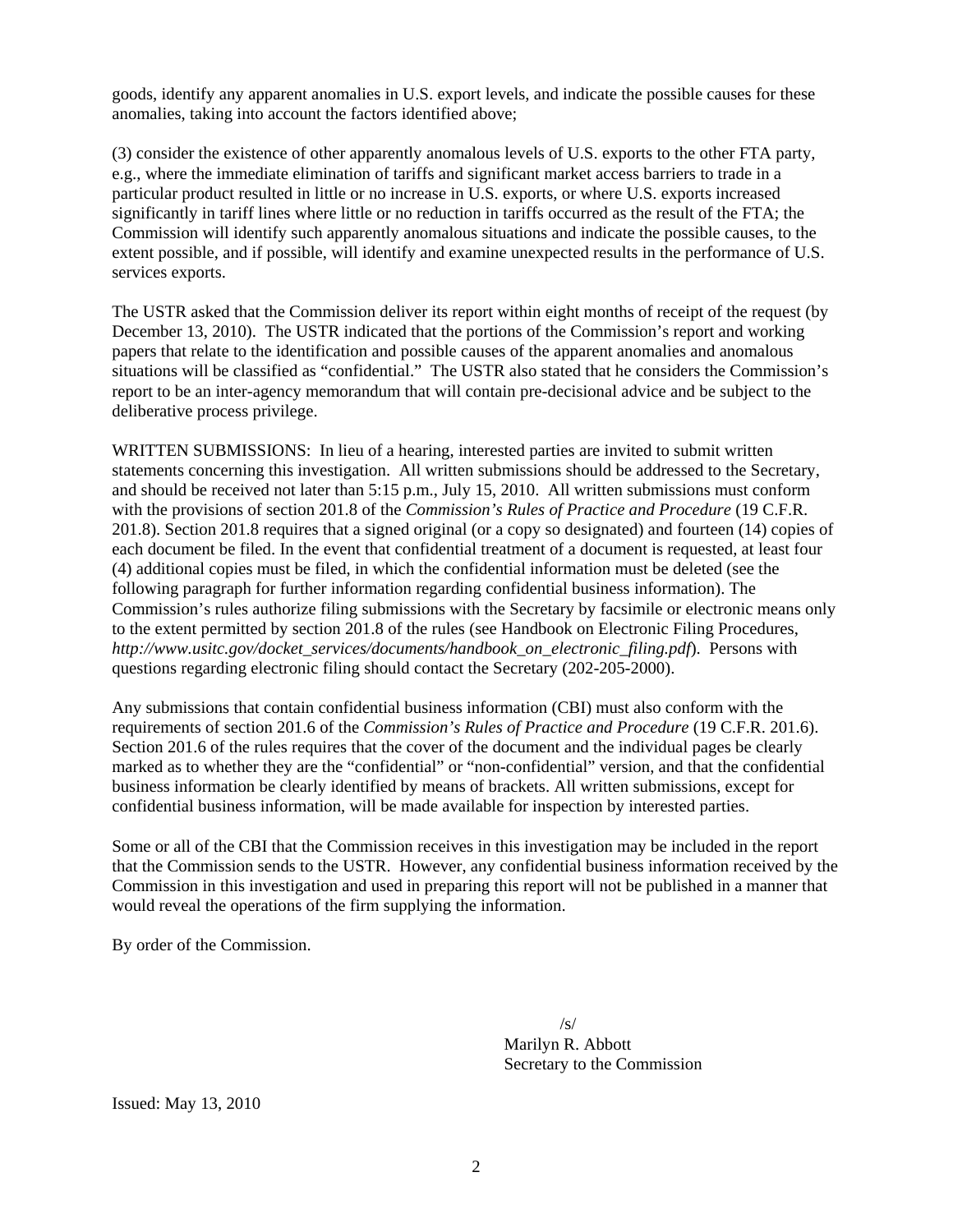goods, identify any apparent anomalies in U.S. export levels, and indicate the possible causes for these anomalies, taking into account the factors identified above;

(3) consider the existence of other apparently anomalous levels of U.S. exports to the other FTA party, e.g., where the immediate elimination of tariffs and significant market access barriers to trade in a particular product resulted in little or no increase in U.S. exports, or where U.S. exports increased significantly in tariff lines where little or no reduction in tariffs occurred as the result of the FTA; the Commission will identify such apparently anomalous situations and indicate the possible causes, to the extent possible, and if possible, will identify and examine unexpected results in the performance of U.S. services exports.

The USTR asked that the Commission deliver its report within eight months of receipt of the request (by December 13, 2010). The USTR indicated that the portions of the Commission's report and working papers that relate to the identification and possible causes of the apparent anomalies and anomalous situations will be classified as "confidential." The USTR also stated that he considers the Commission's report to be an inter-agency memorandum that will contain pre-decisional advice and be subject to the deliberative process privilege.

WRITTEN SUBMISSIONS: In lieu of a hearing, interested parties are invited to submit written statements concerning this investigation. All written submissions should be addressed to the Secretary, and should be received not later than 5:15 p.m., July 15, 2010. All written submissions must conform with the provisions of section 201.8 of the *Commission's Rules of Practice and Procedure* (19 C.F.R. 201.8). Section 201.8 requires that a signed original (or a copy so designated) and fourteen (14) copies of each document be filed. In the event that confidential treatment of a document is requested, at least four (4) additional copies must be filed, in which the confidential information must be deleted (see the following paragraph for further information regarding confidential business information). The Commission's rules authorize filing submissions with the Secretary by facsimile or electronic means only to the extent permitted by section 201.8 of the rules (see Handbook on Electronic Filing Procedures, *http://www.usitc.gov/docket_services/documents/handbook_on_electronic_filing.pdf*). Persons with questions regarding electronic filing should contact the Secretary (202-205-2000).

Any submissions that contain confidential business information (CBI) must also conform with the requirements of section 201.6 of the *Commission's Rules of Practice and Procedure* (19 C.F.R. 201.6). Section 201.6 of the rules requires that the cover of the document and the individual pages be clearly marked as to whether they are the "confidential" or "non-confidential" version, and that the confidential business information be clearly identified by means of brackets. All written submissions, except for confidential business information, will be made available for inspection by interested parties.

Some or all of the CBI that the Commission receives in this investigation may be included in the report that the Commission sends to the USTR. However, any confidential business information received by the Commission in this investigation and used in preparing this report will not be published in a manner that would reveal the operations of the firm supplying the information.

By order of the Commission.

/s/
Marilyn R. Abbott
Secretary to the Commission

Issued: May 13, 2010